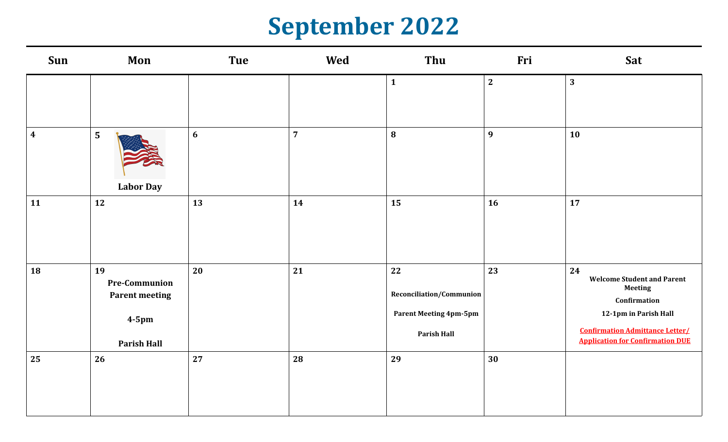# September 2022

| Sun | Mon | Tue | Wed | Thu | Fri | Sat |
|---|---|---|---|---|---|---|
| | | | | 1 | 2 | 3 |
| 4 | 5 Labor Day | 6 | 7 | 8 | 9 | 10 |
| 11 | 12 | 13 | 14 | 15 | 16 | 17 |
| 18 | 19 Pre-Communion Parent meeting 4-5pm Parish Hall | 20 | 21 | 22 Reconciliation/Communion Parent Meeting 4pm-5pm Parish Hall | 23 | 24 Welcome Student and Parent Meeting Confirmation 12-1pm in Parish Hall **Confirmation Admittance Letter/ Application for Confirmation DUE** |
| 25 | 26 | 27 | 28 | 29 | 30 | |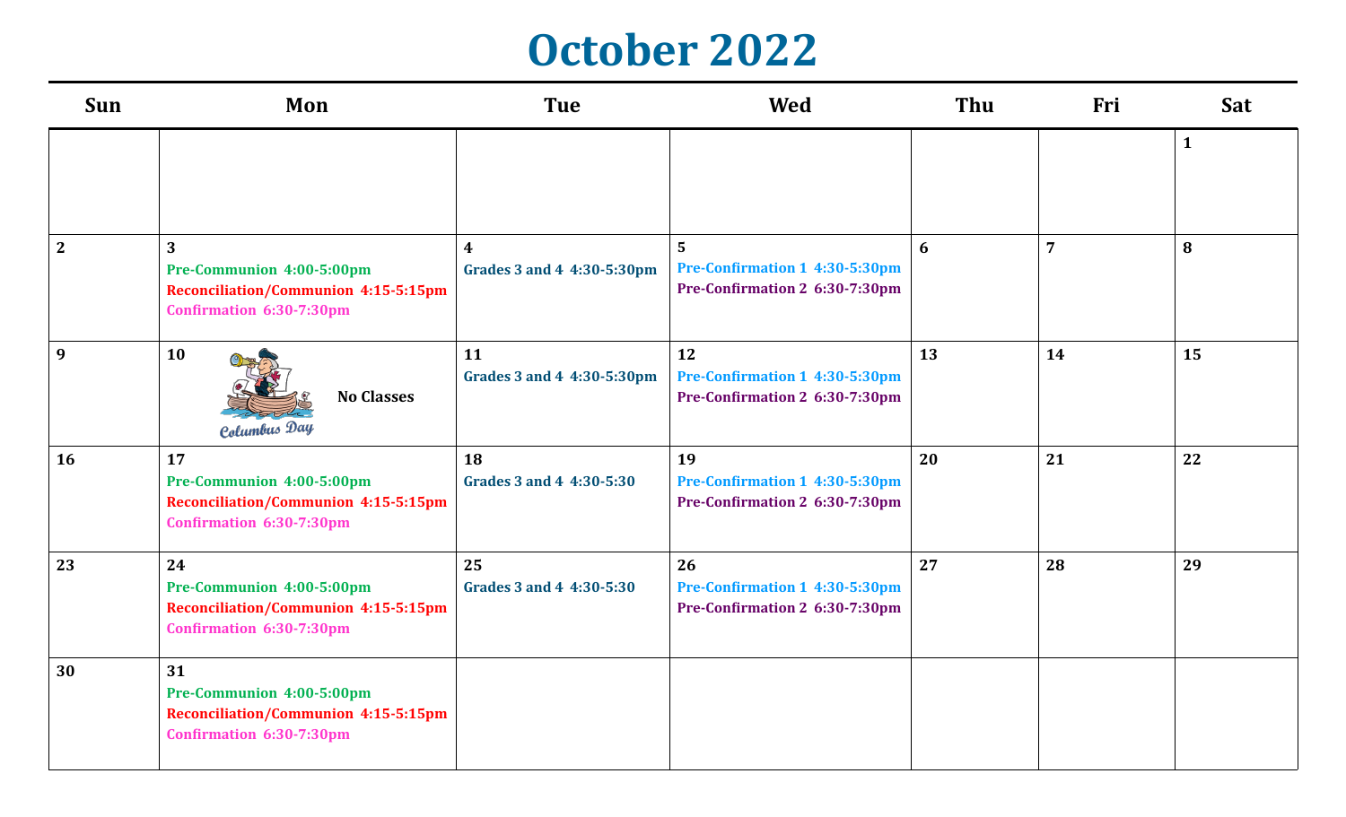# October 2022

| Sun | Mon | Tue | Wed | Thu | Fri | Sat |
|---|---|---|---|---|---|---|
| | | | | | | 1 |
| 2 | 3<br>Pre-Communion 4:00-5:00pm<br>Reconciliation/Communion 4:15-5:15pm<br>Confirmation 6:30-7:30pm | 4<br>Grades 3 and 4 4:30-5:30pm | 5<br>Pre-Confirmation 1 4:30-5:30pm<br>Pre-Confirmation 2 6:30-7:30pm | 6 | 7 | 8 |
| 9 | 10<br>Columbus Day<br>No Classes | 11<br>Grades 3 and 4 4:30-5:30pm | 12<br>Pre-Confirmation 1 4:30-5:30pm<br>Pre-Confirmation 2 6:30-7:30pm | 13 | 14 | 15 |
| 16 | 17<br>Pre-Communion 4:00-5:00pm<br>Reconciliation/Communion 4:15-5:15pm<br>Confirmation 6:30-7:30pm | 18<br>Grades 3 and 4 4:30-5:30 | 19<br>Pre-Confirmation 1 4:30-5:30pm<br>Pre-Confirmation 2 6:30-7:30pm | 20 | 21 | 22 |
| 23 | 24<br>Pre-Communion 4:00-5:00pm<br>Reconciliation/Communion 4:15-5:15pm<br>Confirmation 6:30-7:30pm | 25<br>Grades 3 and 4 4:30-5:30 | 26<br>Pre-Confirmation 1 4:30-5:30pm<br>Pre-Confirmation 2 6:30-7:30pm | 27 | 28 | 29 |
| 30 | 31<br>Pre-Communion 4:00-5:00pm<br>Reconciliation/Communion 4:15-5:15pm<br>Confirmation 6:30-7:30pm | | | | | |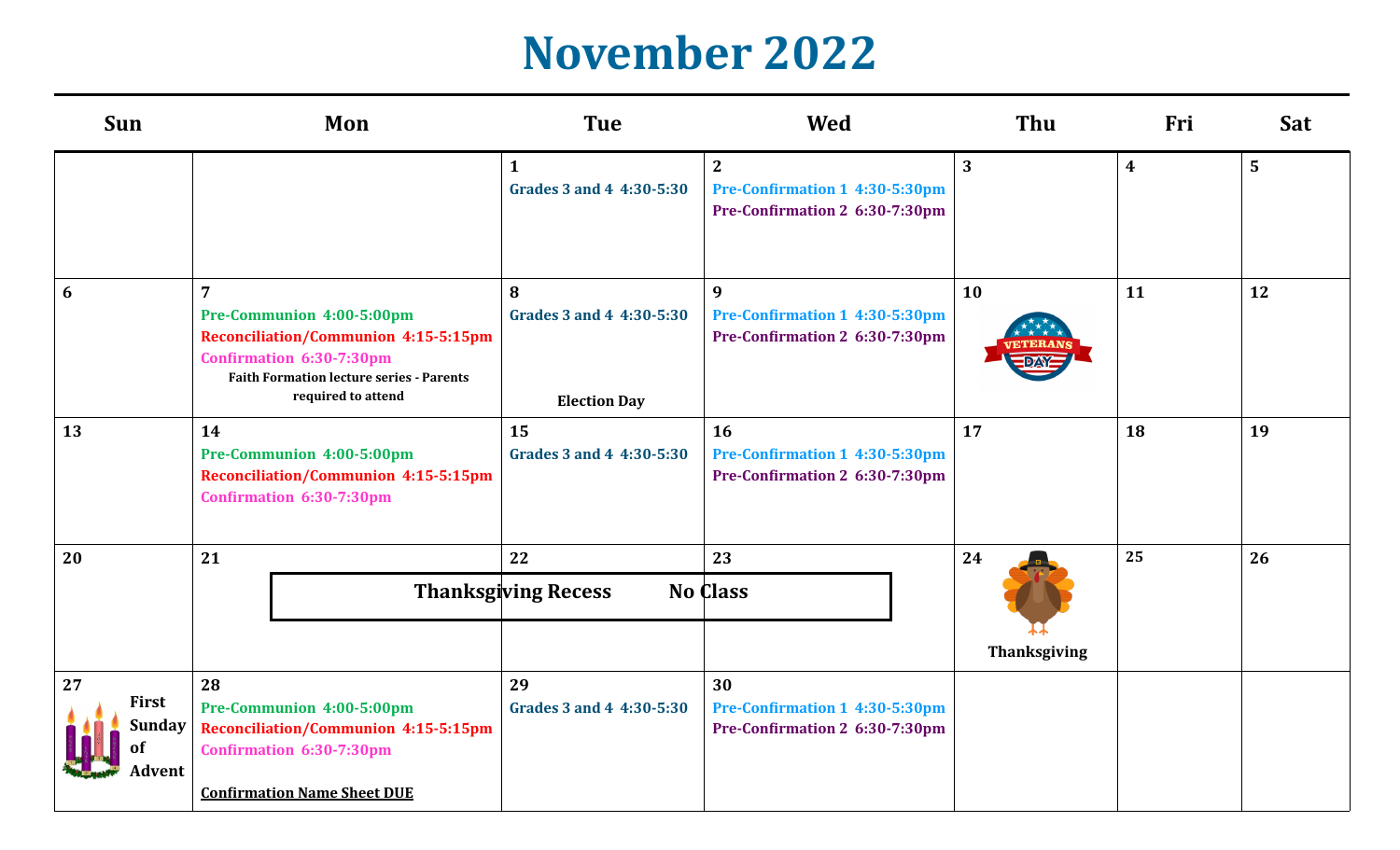# November 2022

| Sun | Mon | Tue | Wed | Thu | Fri | Sat |
|---|---|---|---|---|---|---|
| | | **1**<br>Grades 3 and 4 4:30-5:30 | **2**<br>Pre-Confirmation 1 4:30-5:30pm<br>Pre-Confirmation 2 6:30-7:30pm | **3** | **4** | **5** |
| **6** | **7**<br>Pre-Communion 4:00-5:00pm<br>Reconciliation/Communion 4:15-5:15pm<br>Confirmation 6:30-7:30pm<br>Faith Formation lecture series - Parents required to attend | **8**<br>Grades 3 and 4 4:30-5:30<br>Election Day | **9**<br>Pre-Confirmation 1 4:30-5:30pm<br>Pre-Confirmation 2 6:30-7:30pm | **10**<br>Veterans Day | **11** | **12** |
| **13** | **14**<br>Pre-Communion 4:00-5:00pm<br>Reconciliation/Communion 4:15-5:15pm<br>Confirmation 6:30-7:30pm | **15**<br>Grades 3 and 4 4:30-5:30 | **16**<br>Pre-Confirmation 1 4:30-5:30pm<br>Pre-Confirmation 2 6:30-7:30pm | **17** | **18** | **19** |
| **20** | **21**<br>Thanksgiving Recess No Class | **22**<br>Thanksgiving Recess No Class | **23**<br>Thanksgiving Recess No Class | **24**<br>Thanksgiving | **25** | **26** |
| **27**<br>First Sunday of Advent | **28**<br>Pre-Communion 4:00-5:00pm<br>Reconciliation/Communion 4:15-5:15pm<br>Confirmation 6:30-7:30pm<br>Confirmation Name Sheet DUE | **29**<br>Grades 3 and 4 4:30-5:30 | **30**<br>Pre-Confirmation 1 4:30-5:30pm<br>Pre-Confirmation 2 6:30-7:30pm | | | |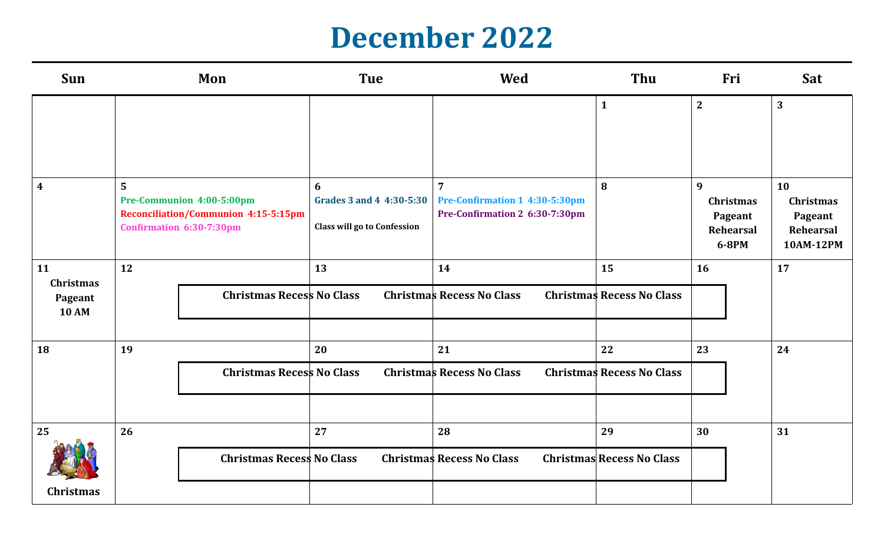# December 2022

| Sun | Mon | Tue | Wed | Thu | Fri | Sat |
|---|---|---|---|---|---|---|
| | | | | 1 | 2 | 3 |
| 4 | 5 Pre-Communion 4:00-5:00pm Reconciliation/Communion 4:15-5:15pm Confirmation 6:30-7:30pm | 6 Grades 3 and 4 4:30-5:30 Class will go to Confession | 7 Pre-Confirmation 1 4:30-5:30pm Pre-Confirmation 2 6:30-7:30pm | 8 | 9 Christmas Pageant Rehearsal 6-8PM | 10 Christmas Pageant Rehearsal 10AM-12PM |
| 11 Christmas Pageant 10 AM | 12 Christmas Recess No Class | 13 Christmas Recess No Class | 14 Christmas Recess No Class | 15 | 16 | 17 |
| 18 | 19 Christmas Recess No Class | 20 Christmas Recess No Class | 21 Christmas Recess No Class | 22 | 23 | 24 |
| 25 Christmas | 26 Christmas Recess No Class | 27 Christmas Recess No Class | 28 Christmas Recess No Class | 29 | 30 | 31 |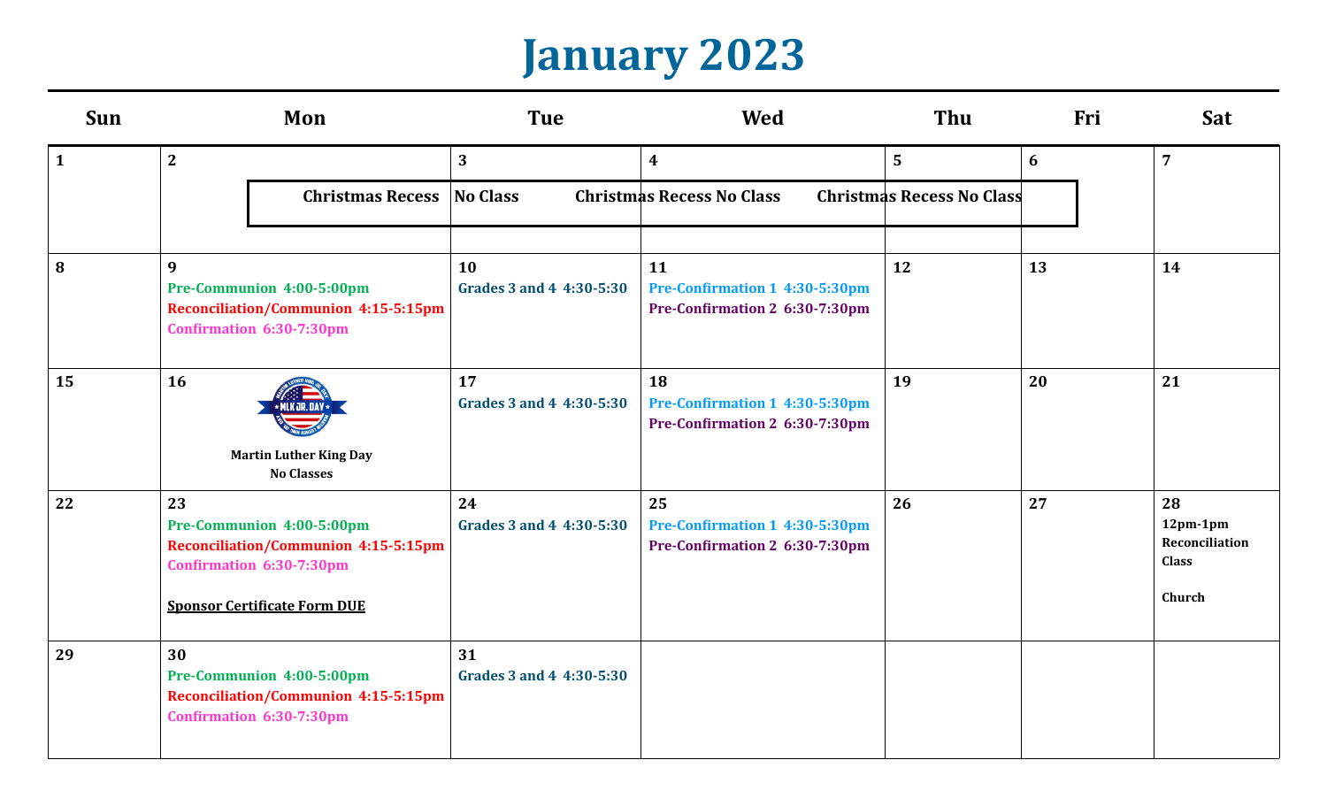# January 2023

| Sun | Mon | Tue | Wed | Thu | Fri | Sat |
|---|---|---|---|---|---|---|
| 1 | 2<br>Christmas Recess No Class | 3 | 4<br>Christmas Recess No Class | 5<br>Christmas Recess No Class | 6 | 7 |
| 8 | 9<br>Pre-Communion 4:00-5:00pm<br>Reconciliation/Communion 4:15-5:15pm<br>Confirmation 6:30-7:30pm | 10<br>Grades 3 and 4 4:30-5:30 | 11<br>Pre-Confirmation 1 4:30-5:30pm<br>Pre-Confirmation 2 6:30-7:30pm | 12 | 13 | 14 |
| 15 | 16<br>Martin Luther King Day<br>No Classes | 17<br>Grades 3 and 4 4:30-5:30 | 18<br>Pre-Confirmation 1 4:30-5:30pm<br>Pre-Confirmation 2 6:30-7:30pm | 19 | 20 | 21 |
| 22 | 23<br>Pre-Communion 4:00-5:00pm<br>Reconciliation/Communion 4:15-5:15pm<br>Confirmation 6:30-7:30pm<br><br>Sponsor Certificate Form DUE | 24<br>Grades 3 and 4 4:30-5:30 | 25<br>Pre-Confirmation 1 4:30-5:30pm<br>Pre-Confirmation 2 6:30-7:30pm | 26 | 27 | 28<br>12pm-1pm<br>Reconciliation Class<br><br>Church |
| 29 | 30<br>Pre-Communion 4:00-5:00pm<br>Reconciliation/Communion 4:15-5:15pm<br>Confirmation 6:30-7:30pm | 31<br>Grades 3 and 4 4:30-5:30 | | | | |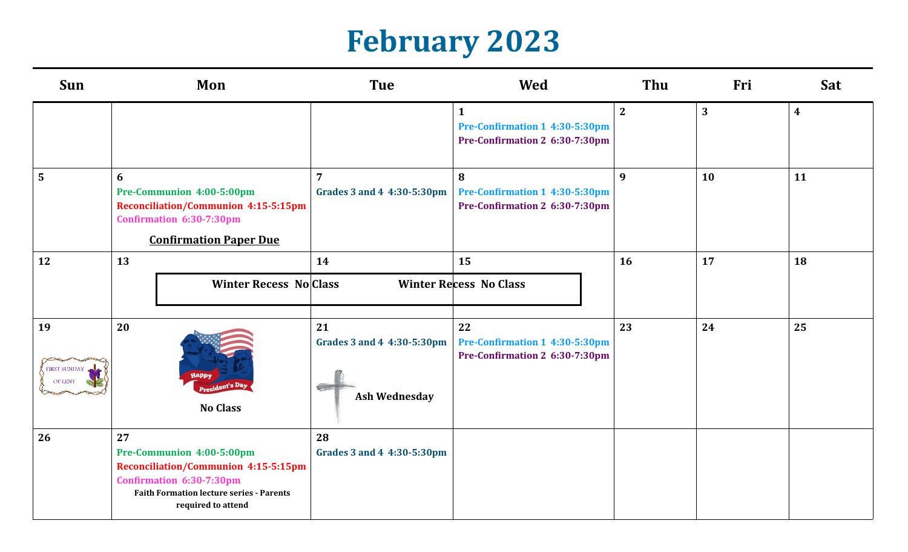# February 2023

| Sun | Mon | Tue | Wed | Thu | Fri | Sat |
|---|---|---|---|---|---|---|
| | | | **1**<br>Pre-Confirmation 1 4:30-5:30pm<br>Pre-Confirmation 2 6:30-7:30pm | **2** | **3** | **4** |
| **5** | **6**<br>Pre-Communion 4:00-5:00pm<br>Reconciliation/Communion 4:15-5:15pm<br>Confirmation 6:30-7:30pm<br>**Confirmation Paper Due** | **7**<br>Grades 3 and 4 4:30-5:30pm | **8**<br>Pre-Confirmation 1 4:30-5:30pm<br>Pre-Confirmation 2 6:30-7:30pm | **9** | **10** | **11** |
| **12** | **13**<br>Winter Recess No Class | **14**<br>Winter Recess No Class | **15**<br>Winter Recess No Class | **16** | **17** | **18** |
| **19**<br>FIRST SUNDAY OF LENT | **20**<br>Happy President's Day<br>No Class | **21**<br>Grades 3 and 4 4:30-5:30pm<br>Ash Wednesday | **22**<br>Pre-Confirmation 1 4:30-5:30pm<br>Pre-Confirmation 2 6:30-7:30pm | **23** | **24** | **25** |
| **26** | **27**<br>Pre-Communion 4:00-5:00pm<br>Reconciliation/Communion 4:15-5:15pm<br>Confirmation 6:30-7:30pm<br>Faith Formation lecture series - Parents required to attend | **28**<br>Grades 3 and 4 4:30-5:30pm | | | | |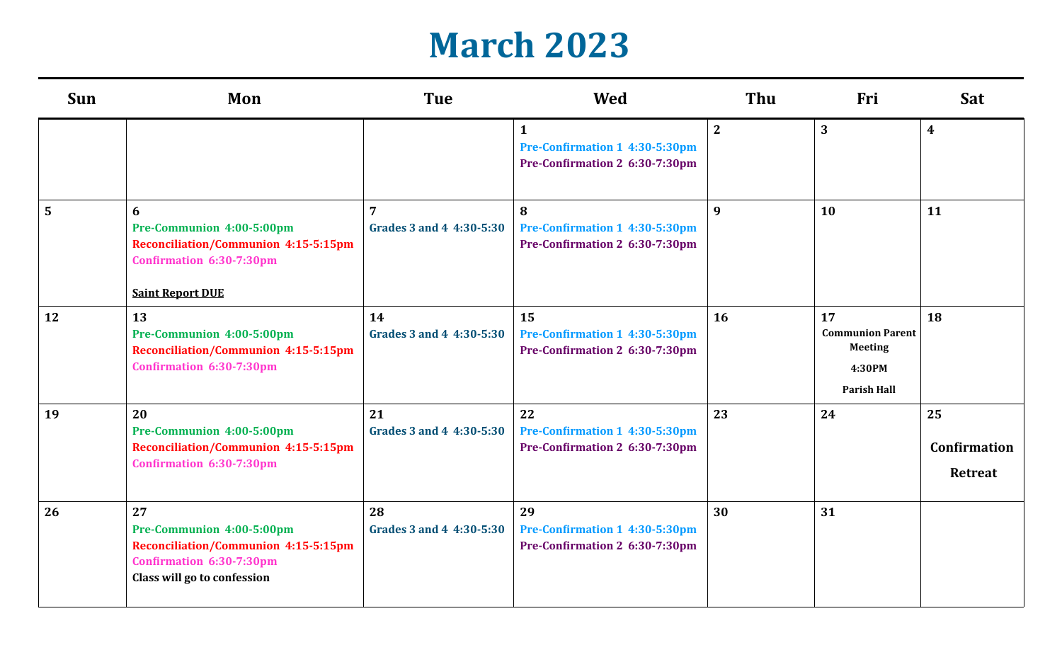# March 2023

| Sun | Mon | Tue | Wed | Thu | Fri | Sat |
|---|---|---|---|---|---|---|
| | | | **1**<br>Pre-Confirmation 1 4:30-5:30pm<br>Pre-Confirmation 2 6:30-7:30pm | **2** | **3** | **4** |
| **5** | **6**<br>Pre-Communion 4:00-5:00pm<br>Reconciliation/Communion 4:15-5:15pm<br>Confirmation 6:30-7:30pm<br><br>Saint Report DUE | **7**<br>Grades 3 and 4 4:30-5:30 | **8**<br>Pre-Confirmation 1 4:30-5:30pm<br>Pre-Confirmation 2 6:30-7:30pm | **9** | **10** | **11** |
| **12** | **13**<br>Pre-Communion 4:00-5:00pm<br>Reconciliation/Communion 4:15-5:15pm<br>Confirmation 6:30-7:30pm | **14**<br>Grades 3 and 4 4:30-5:30 | **15**<br>Pre-Confirmation 1 4:30-5:30pm<br>Pre-Confirmation 2 6:30-7:30pm | **16** | **17**<br>Communion Parent Meeting<br>4:30PM<br>Parish Hall | **18** |
| **19** | **20**<br>Pre-Communion 4:00-5:00pm<br>Reconciliation/Communion 4:15-5:15pm<br>Confirmation 6:30-7:30pm | **21**<br>Grades 3 and 4 4:30-5:30 | **22**<br>Pre-Confirmation 1 4:30-5:30pm<br>Pre-Confirmation 2 6:30-7:30pm | **23** | **24** | **25**<br>Confirmation Retreat |
| **26** | **27**<br>Pre-Communion 4:00-5:00pm<br>Reconciliation/Communion 4:15-5:15pm<br>Confirmation 6:30-7:30pm<br>Class will go to confession | **28**<br>Grades 3 and 4 4:30-5:30 | **29**<br>Pre-Confirmation 1 4:30-5:30pm<br>Pre-Confirmation 2 6:30-7:30pm | **30** | **31** | |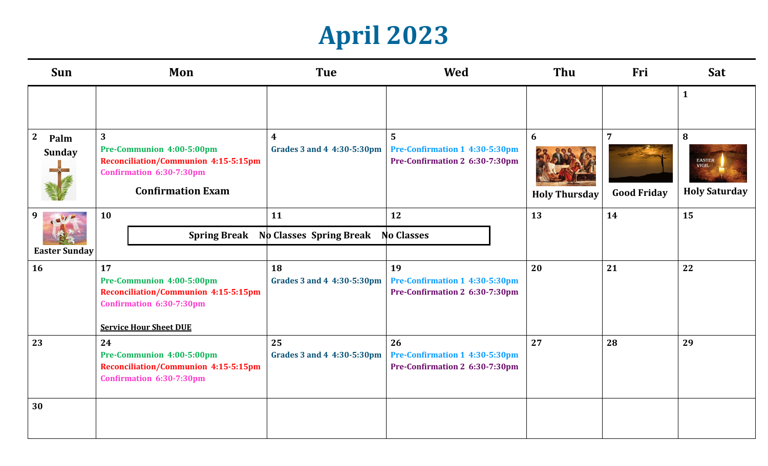# April 2023

| Sun | Mon | Tue | Wed | Thu | Fri | Sat |
|---|---|---|---|---|---|---|
| | | | | | | 1 |
| 2 Palm Sunday | 3 Pre-Communion 4:00-5:00pm<br>Reconciliation/Communion 4:15-5:15pm<br>Confirmation 6:30-7:30pm<br>**Confirmation Exam** | 4 Grades 3 and 4 4:30-5:30pm | 5 Pre-Confirmation 1 4:30-5:30pm<br>Pre-Confirmation 2 6:30-7:30pm | 6 Holy Thursday | 7 Good Friday | 8 Holy Saturday |
| 9 Easter Sunday | 10 Spring Break No Classes | 11 Spring Break No Classes | 12 | 13 | 14 | 15 |
| 16 | 17 Pre-Communion 4:00-5:00pm<br>Reconciliation/Communion 4:15-5:15pm<br>Confirmation 6:30-7:30pm<br>**Service Hour Sheet DUE** | 18 Grades 3 and 4 4:30-5:30pm | 19 Pre-Confirmation 1 4:30-5:30pm<br>Pre-Confirmation 2 6:30-7:30pm | 20 | 21 | 22 |
| 23 | 24 Pre-Communion 4:00-5:00pm<br>Reconciliation/Communion 4:15-5:15pm<br>Confirmation 6:30-7:30pm | 25 Grades 3 and 4 4:30-5:30pm | 26 Pre-Confirmation 1 4:30-5:30pm<br>Pre-Confirmation 2 6:30-7:30pm | 27 | 28 | 29 |
| 30 | | | | | | |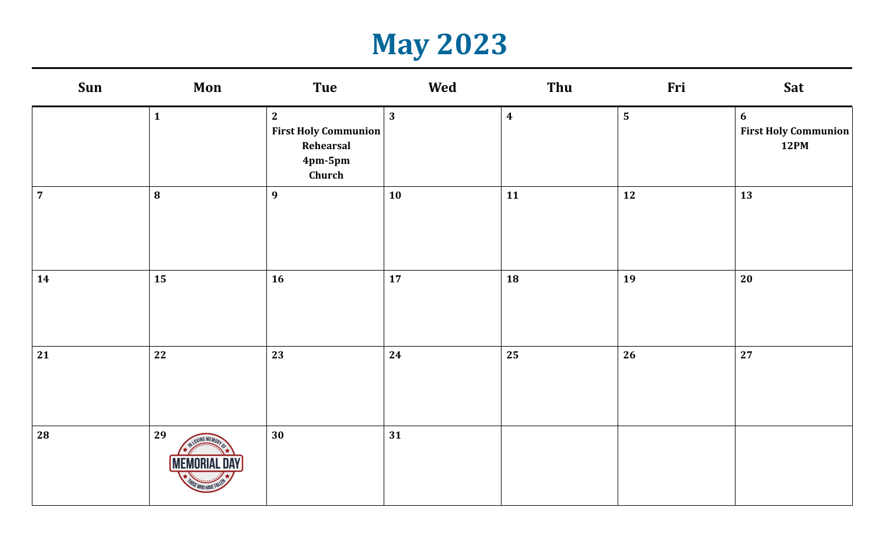# May 2023

| Sun | Mon | Tue | Wed | Thu | Fri | Sat |
| --- | --- | --- | --- | --- | --- | --- |
| | 1 | 2 First Holy Communion Rehearsal 4pm-5pm Church | 3 | 4 | 5 | 6 First Holy Communion 12PM |
| 7 | 8 | 9 | 10 | 11 | 12 | 13 |
| 14 | 15 | 16 | 17 | 18 | 19 | 20 |
| 21 | 22 | 23 | 24 | 25 | 26 | 27 |
| 28 | 29 In Loving Memory of MEMORIAL DAY Those Who Have Fallen | 30 | 31 | | | |